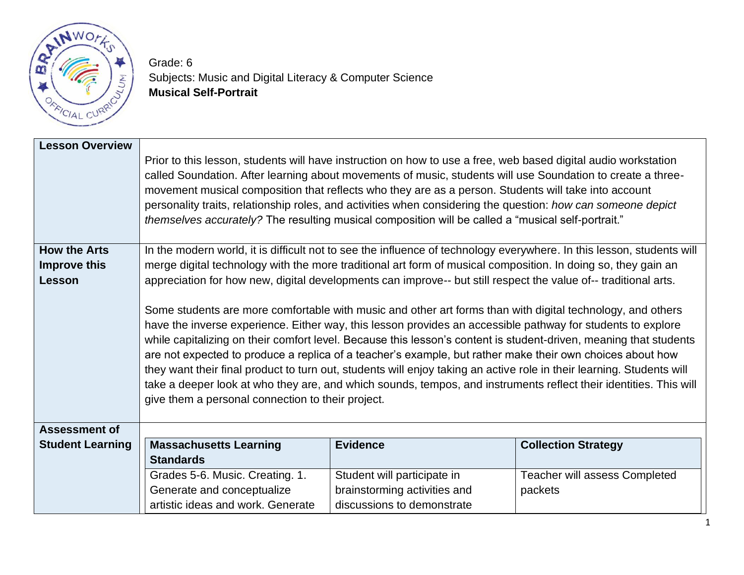Grade: 6

Subjects: Music and Digital Literacy & Computer Science

**Musical Self-Portrait**

| | |
|---|---|
| **Lesson Overview** | Prior to this lesson, students will have instruction on how to use a free, web based digital audio workstation called Soundation. After learning about movements of music, students will use Soundation to create a three-movement musical composition that reflects who they are as a person. Students will take into account personality traits, relationship roles, and activities when considering the question: *how can someone depict themselves accurately?* The resulting musical composition will be called a "musical self-portrait." |
| **How the Arts Improve this Lesson** | In the modern world, it is difficult not to see the influence of technology everywhere. In this lesson, students will merge digital technology with the more traditional art form of musical composition. In doing so, they gain an appreciation for how new, digital developments can improve-- but still respect the value of-- traditional arts.<br><br>Some students are more comfortable with music and other art forms than with digital technology, and others have the inverse experience. Either way, this lesson provides an accessible pathway for students to explore while capitalizing on their comfort level. Because this lesson's content is student-driven, meaning that students are not expected to produce a replica of a teacher's example, but rather make their own choices about how they want their final product to turn out, students will enjoy taking an active role in their learning. Students will take a deeper look at who they are, and which sounds, tempos, and instruments reflect their identities. This will give them a personal connection to their project. |
| **Assessment of Student Learning** | |

| **Massachusetts Learning Standards** | **Evidence** | **Collection Strategy** |
|---|---|---|
| Grades 5-6. Music. Creating. 1. Generate and conceptualize artistic ideas and work. Generate | Student will participate in brainstorming activities and discussions to demonstrate | Teacher will assess Completed packets |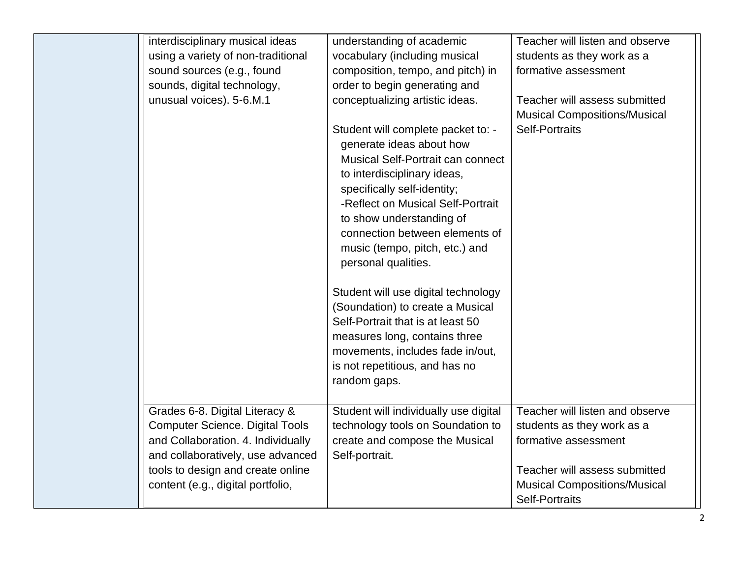| | | | |
|---|---|---|---|
| | interdisciplinary musical ideas using a variety of non-traditional sound sources (e.g., found sounds, digital technology, unusual voices). 5-6.M.1 | understanding of academic vocabulary (including musical composition, tempo, and pitch) in order to begin generating and conceptualizing artistic ideas.<br><br>Student will complete packet to: - generate ideas about how Musical Self-Portrait can connect to interdisciplinary ideas, specifically self-identity; -Reflect on Musical Self-Portrait to show understanding of connection between elements of music (tempo, pitch, etc.) and personal qualities.<br><br>Student will use digital technology (Soundation) to create a Musical Self-Portrait that is at least 50 measures long, contains three movements, includes fade in/out, is not repetitious, and has no random gaps. | Teacher will listen and observe students as they work as a formative assessment<br><br>Teacher will assess submitted Musical Compositions/Musical Self-Portraits |
| | Grades 6-8. Digital Literacy & Computer Science. Digital Tools and Collaboration. 4. Individually and collaboratively, use advanced tools to design and create online content (e.g., digital portfolio, | Student will individually use digital technology tools on Soundation to create and compose the Musical Self-portrait. | Teacher will listen and observe students as they work as a formative assessment<br><br>Teacher will assess submitted Musical Compositions/Musical Self-Portraits |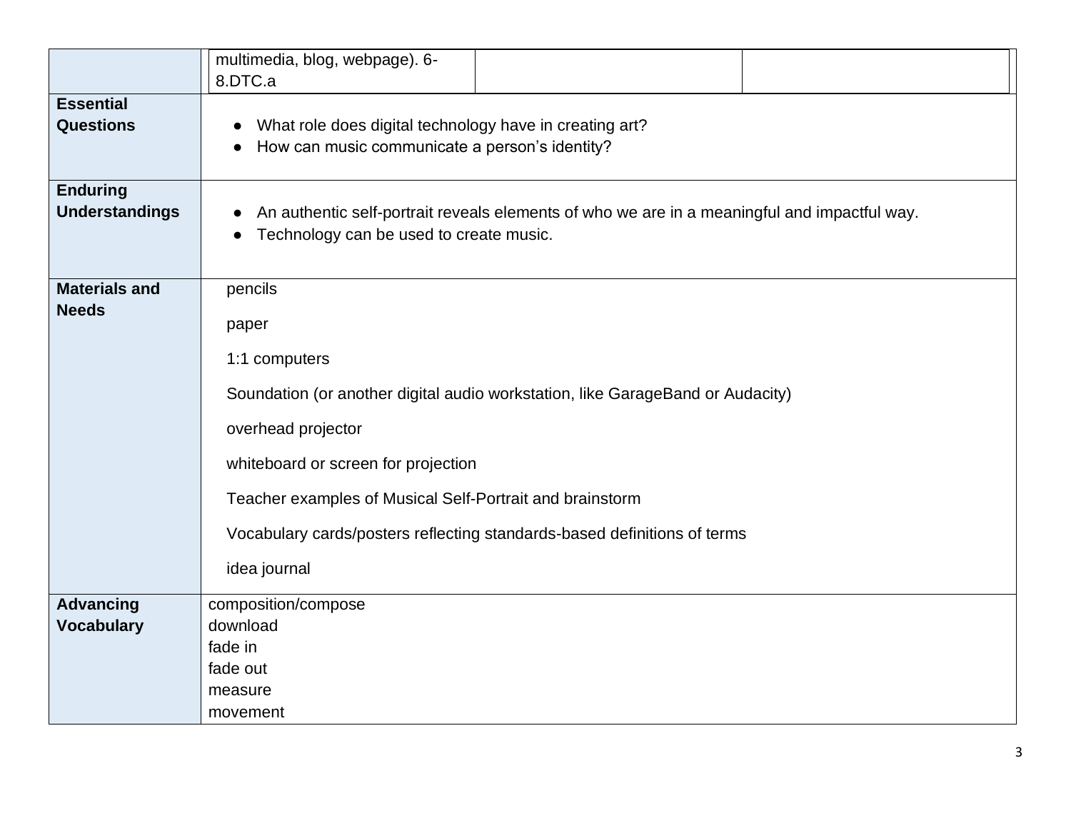| | | | |
|---|---|---|---|
| | multimedia, blog, webpage). 6-8.DTC.a | | |
| **Essential Questions** | • What role does digital technology have in creating art?<br>• How can music communicate a person's identity? | | |
| **Enduring Understandings** | • An authentic self-portrait reveals elements of who we are in a meaningful and impactful way.<br>• Technology can be used to create music. | | |
| **Materials and Needs** | pencils<br>paper<br>1:1 computers<br>Soundation (or another digital audio workstation, like GarageBand or Audacity)<br>overhead projector<br>whiteboard or screen for projection<br>Teacher examples of Musical Self-Portrait and brainstorm<br>Vocabulary cards/posters reflecting standards-based definitions of terms<br>idea journal | | |
| **Advancing Vocabulary** | composition/compose<br>download<br>fade in<br>fade out<br>measure<br>movement | | |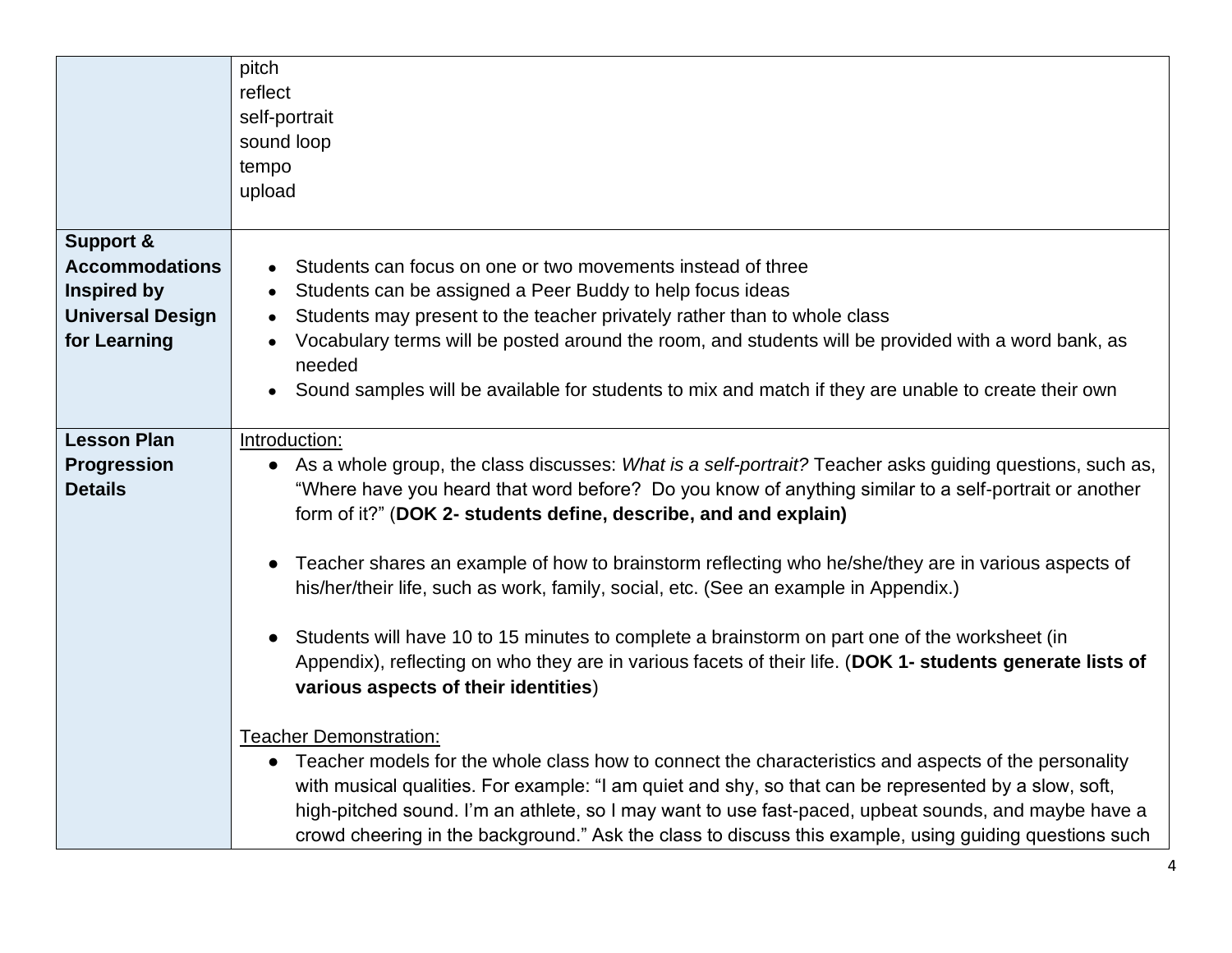| | |
|---|---|
| | pitch<br>reflect<br>self-portrait<br>sound loop<br>tempo<br>upload |
| **Support & Accommodations Inspired by Universal Design for Learning** | • Students can focus on one or two movements instead of three<br>• Students can be assigned a Peer Buddy to help focus ideas<br>• Students may present to the teacher privately rather than to whole class<br>• Vocabulary terms will be posted around the room, and students will be provided with a word bank, as needed<br>• Sound samples will be available for students to mix and match if they are unable to create their own |
| **Lesson Plan Progression Details** | <u>Introduction:</u><br>• As a whole group, the class discusses: *What is a self-portrait?* Teacher asks guiding questions, such as, "Where have you heard that word before? Do you know of anything similar to a self-portrait or another form of it?" (**DOK 2- students define, describe, and and explain)**<br><br>• Teacher shares an example of how to brainstorm reflecting who he/she/they are in various aspects of his/her/their life, such as work, family, social, etc. (See an example in Appendix.)<br><br>• Students will have 10 to 15 minutes to complete a brainstorm on part one of the worksheet (in Appendix), reflecting on who they are in various facets of their life. (**DOK 1- students generate lists of various aspects of their identities**)<br><br><u>Teacher Demonstration:</u><br>• Teacher models for the whole class how to connect the characteristics and aspects of the personality with musical qualities. For example: "I am quiet and shy, so that can be represented by a slow, soft, high-pitched sound. I'm an athlete, so I may want to use fast-paced, upbeat sounds, and maybe have a crowd cheering in the background." Ask the class to discuss this example, using guiding questions such |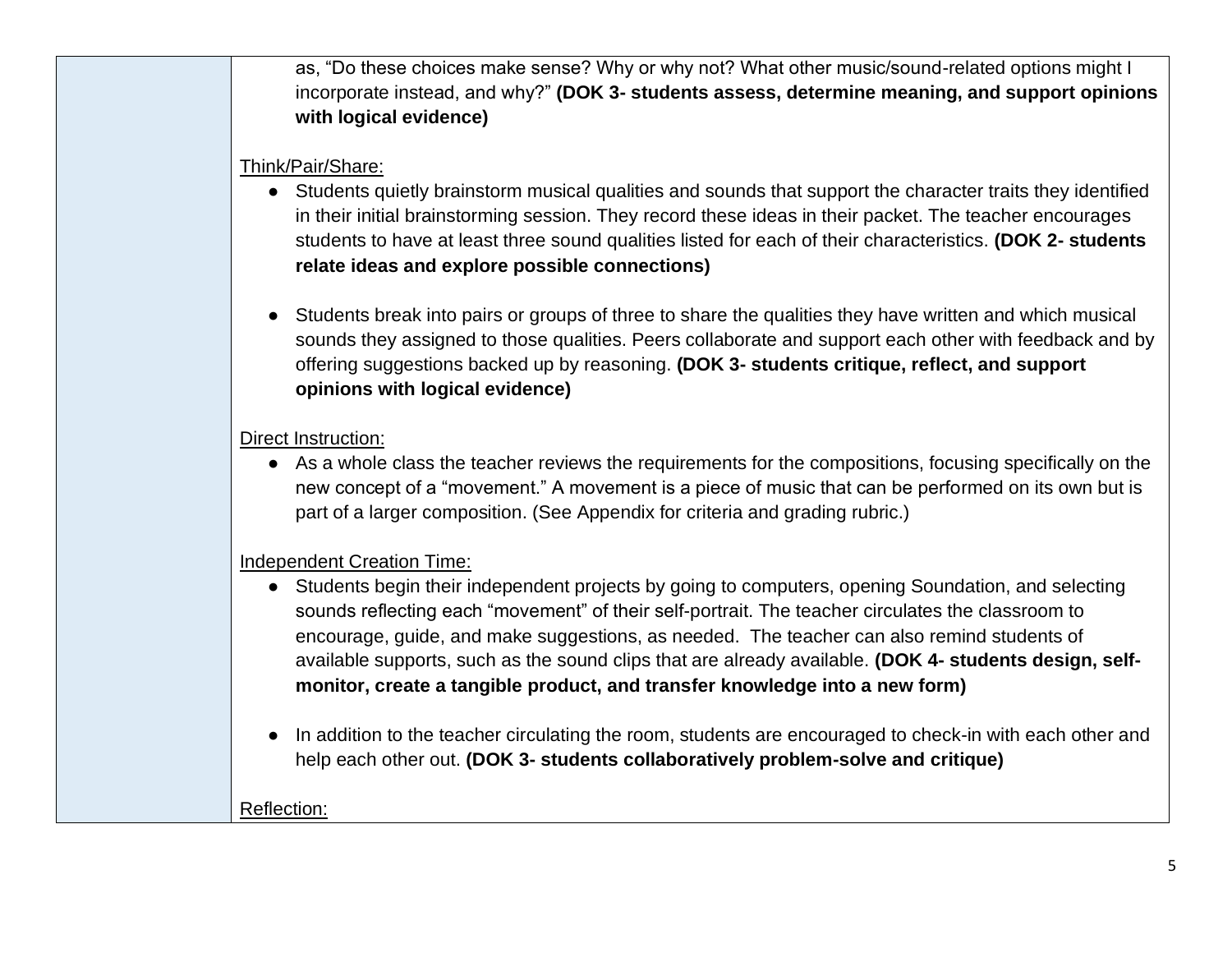as, "Do these choices make sense? Why or why not? What other music/sound-related options might I incorporate instead, and why?" **(DOK 3- students assess, determine meaning, and support opinions with logical evidence)**

Think/Pair/Share:

- Students quietly brainstorm musical qualities and sounds that support the character traits they identified in their initial brainstorming session. They record these ideas in their packet. The teacher encourages students to have at least three sound qualities listed for each of their characteristics. **(DOK 2- students relate ideas and explore possible connections)**

- Students break into pairs or groups of three to share the qualities they have written and which musical sounds they assigned to those qualities. Peers collaborate and support each other with feedback and by offering suggestions backed up by reasoning. **(DOK 3- students critique, reflect, and support opinions with logical evidence)**

Direct Instruction:

- As a whole class the teacher reviews the requirements for the compositions, focusing specifically on the new concept of a "movement." A movement is a piece of music that can be performed on its own but is part of a larger composition. (See Appendix for criteria and grading rubric.)

Independent Creation Time:

- Students begin their independent projects by going to computers, opening Soundation, and selecting sounds reflecting each "movement" of their self-portrait. The teacher circulates the classroom to encourage, guide, and make suggestions, as needed. The teacher can also remind students of available supports, such as the sound clips that are already available. **(DOK 4- students design, self-monitor, create a tangible product, and transfer knowledge into a new form)**

- In addition to the teacher circulating the room, students are encouraged to check-in with each other and help each other out. **(DOK 3- students collaboratively problem-solve and critique)**

Reflection: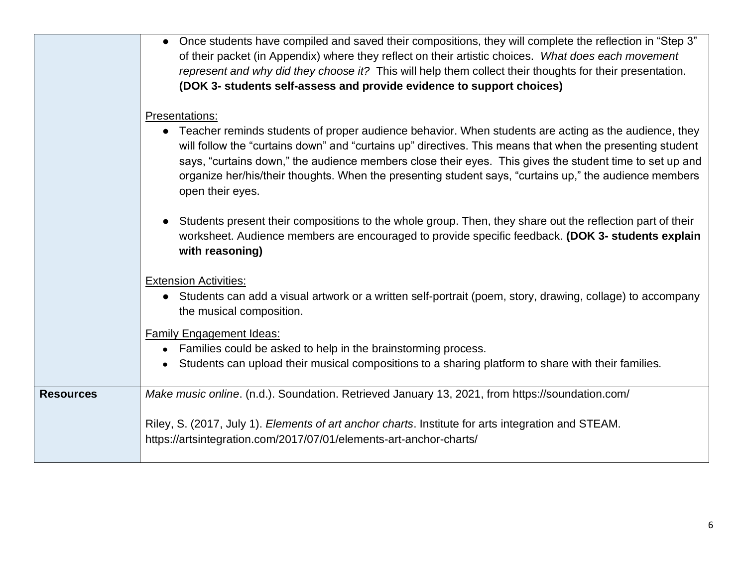| | |
|---|---|
| | • Once students have compiled and saved their compositions, they will complete the reflection in "Step 3" of their packet (in Appendix) where they reflect on their artistic choices. *What does each movement represent and why did they choose it?* This will help them collect their thoughts for their presentation. **(DOK 3- students self-assess and provide evidence to support choices)**<br><br><u>Presentations:</u><br>• Teacher reminds students of proper audience behavior. When students are acting as the audience, they will follow the "curtains down" and "curtains up" directives. This means that when the presenting student says, "curtains down," the audience members close their eyes. This gives the student time to set up and organize her/his/their thoughts. When the presenting student says, "curtains up," the audience members open their eyes.<br><br>• Students present their compositions to the whole group. Then, they share out the reflection part of their worksheet. Audience members are encouraged to provide specific feedback. **(DOK 3- students explain with reasoning)**<br><br><u>Extension Activities:</u><br>• Students can add a visual artwork or a written self-portrait (poem, story, drawing, collage) to accompany the musical composition.<br><br><u>Family Engagement Ideas:</u><br>• Families could be asked to help in the brainstorming process.<br>• Students can upload their musical compositions to a sharing platform to share with their families. |
| **Resources** | *Make music online*. (n.d.). Soundation. Retrieved January 13, 2021, from https://soundation.com/<br><br>Riley, S. (2017, July 1). *Elements of art anchor charts*. Institute for arts integration and STEAM. https://artsintegration.com/2017/07/01/elements-art-anchor-charts/ |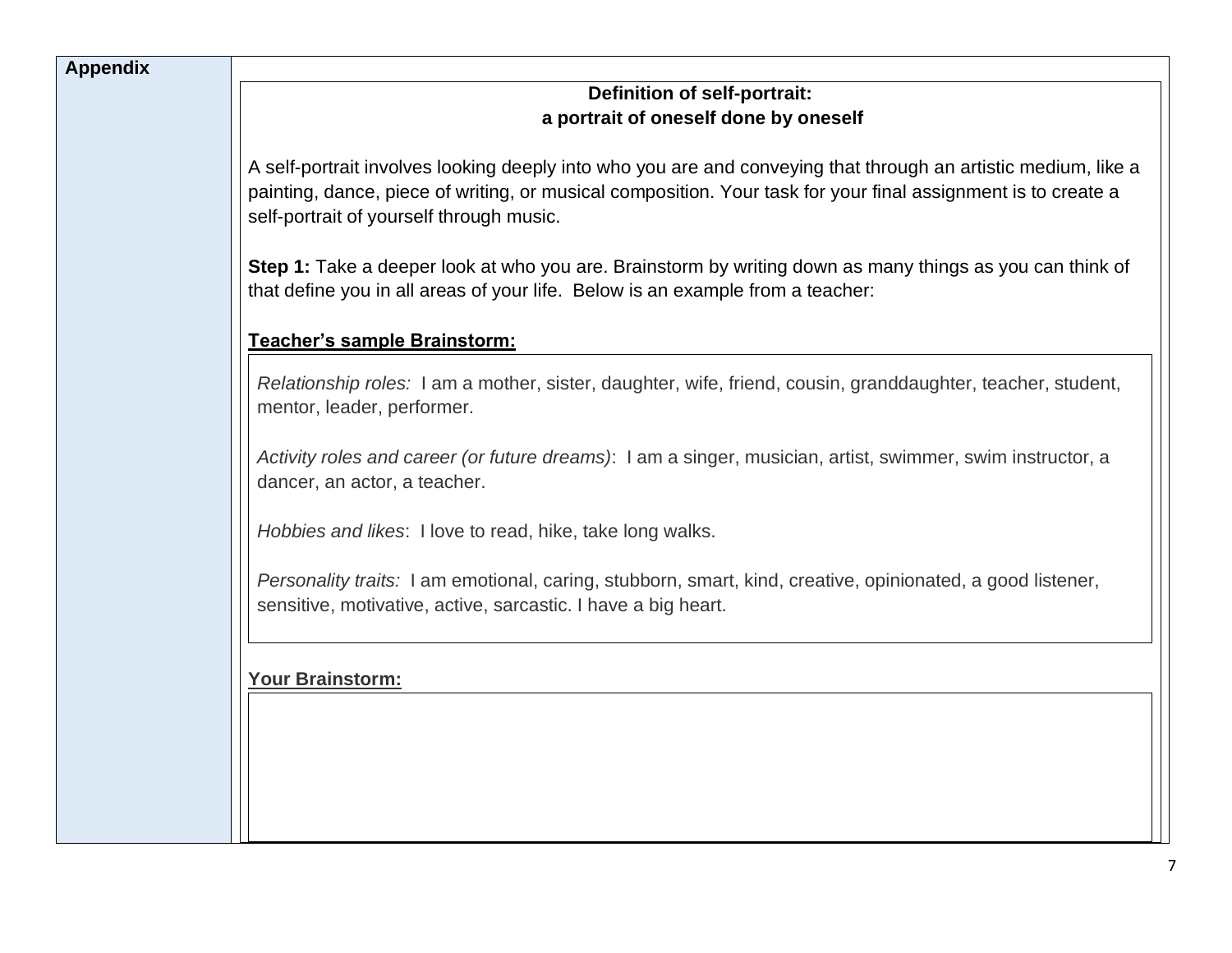**Appendix**

**Definition of self-portrait:**
**a portrait of oneself done by oneself**

A self-portrait involves looking deeply into who you are and conveying that through an artistic medium, like a painting, dance, piece of writing, or musical composition. Your task for your final assignment is to create a self-portrait of yourself through music.

**Step 1:** Take a deeper look at who you are. Brainstorm by writing down as many things as you can think of that define you in all areas of your life. Below is an example from a teacher:

**Teacher's sample Brainstorm:**

*Relationship roles:* I am a mother, sister, daughter, wife, friend, cousin, granddaughter, teacher, student, mentor, leader, performer.

*Activity roles and career (or future dreams)*: I am a singer, musician, artist, swimmer, swim instructor, a dancer, an actor, a teacher.

*Hobbies and likes*: I love to read, hike, take long walks.

*Personality traits:* I am emotional, caring, stubborn, smart, kind, creative, opinionated, a good listener, sensitive, motivative, active, sarcastic. I have a big heart.

**Your Brainstorm:**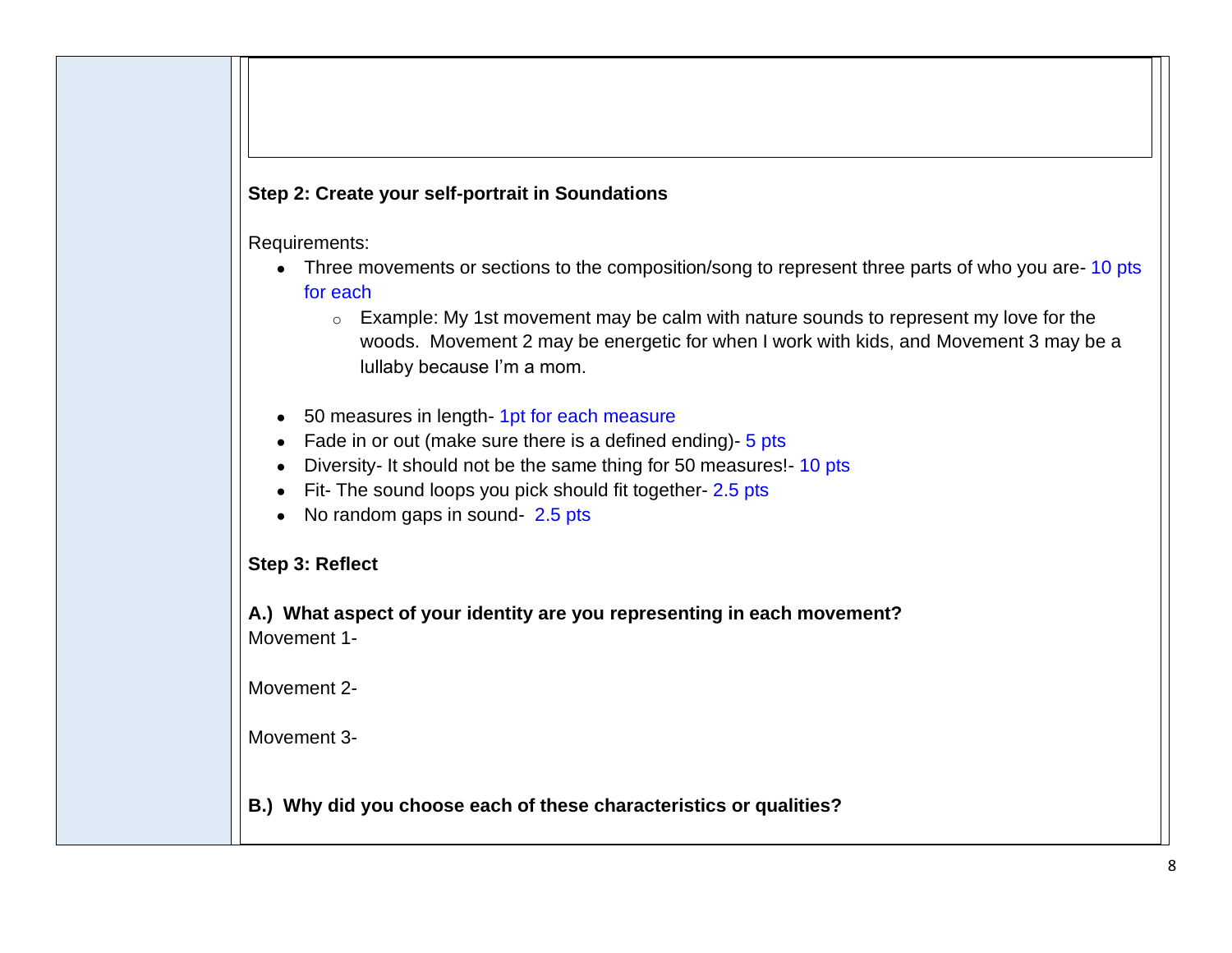**Step 2: Create your self-portrait in Soundations**

Requirements:

- Three movements or sections to the composition/song to represent three parts of who you are- 10 pts for each
  - Example: My 1st movement may be calm with nature sounds to represent my love for the woods. Movement 2 may be energetic for when I work with kids, and Movement 3 may be a lullaby because I'm a mom.

- 50 measures in length- 1pt for each measure
- Fade in or out (make sure there is a defined ending)- 5 pts
- Diversity- It should not be the same thing for 50 measures!- 10 pts
- Fit- The sound loops you pick should fit together- 2.5 pts
- No random gaps in sound- 2.5 pts

**Step 3: Reflect**

**A.) What aspect of your identity are you representing in each movement?**

Movement 1-

Movement 2-

Movement 3-

**B.) Why did you choose each of these characteristics or qualities?**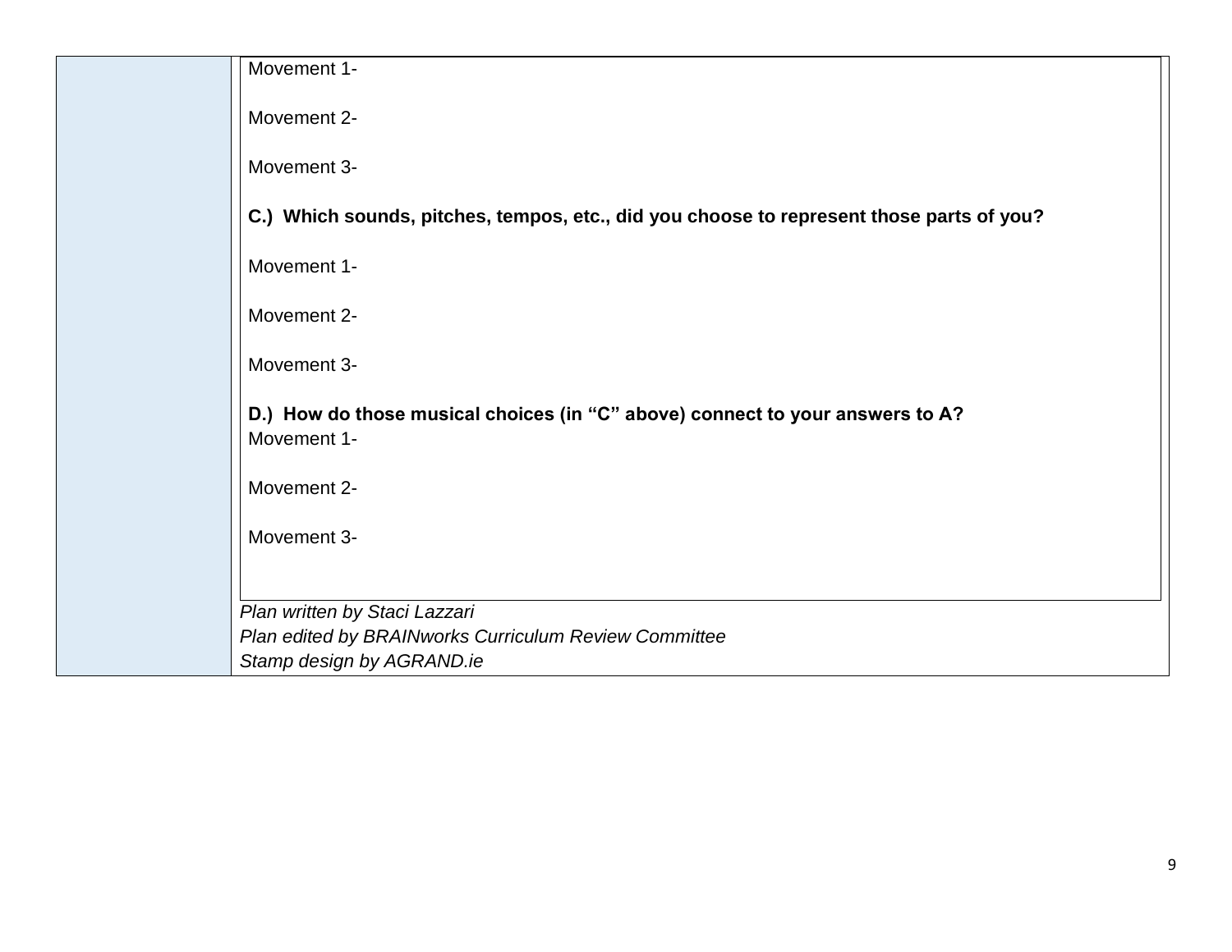Movement 1-

Movement 2-

Movement 3-

**C.) Which sounds, pitches, tempos, etc., did you choose to represent those parts of you?**

Movement 1-

Movement 2-

Movement 3-

**D.) How do those musical choices (in "C" above) connect to your answers to A?**

Movement 1-

Movement 2-

Movement 3-

*Plan written by Staci Lazzari*
*Plan edited by BRAINworks Curriculum Review Committee*
*Stamp design by AGRAND.ie*